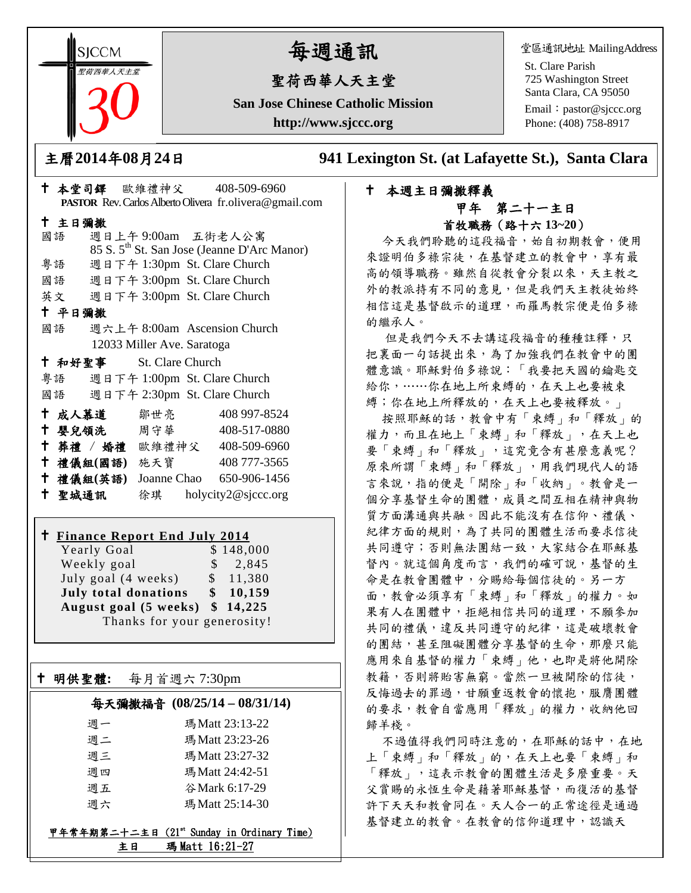SJCCM 聖荷西華人天主堂 30

# 每週通訊

## 聖荷西華人天主堂

**San Jose Chinese Catholic Mission**

**http://www.sjccc.org**

堂區通訊地址 MailingAddress
St. Clare Parish
725 Washington Street
Santa Clara, CA 95050
Email：pastor@sjccc.org
Phone: (408) 758-8917

**主曆2014年08月24日**　　**941 Lexington St. (at Lafayette St.), Santa Clara**

✝ **本堂司鐸** 歐維禮神父 408-509-6960
**PASTOR** Rev. Carlos Alberto Olivera fr.olivera@gmail.com

✝ **主日彌撒**

| | |
|---|---|
| 國語 | 週日上午 9:00am 五街老人公寓 85 S. 5th St. San Jose (Jeanne D'Arc Manor) |
| 粵語 | 週日下午 1:30pm St. Clare Church |
| 國語 | 週日下午 3:00pm St. Clare Church |
| 英文 | 週日下午 3:00pm St. Clare Church |

✝ **平日彌撒**

國語 週六上午 8:00am Ascension Church 12033 Miller Ave. Saratoga

✝ **和好聖事** St. Clare Church

| | |
|---|---|
| 粵語 | 週日下午 1:00pm St. Clare Church |
| 國語 | 週日下午 2:30pm St. Clare Church |

| | | |
|---|---|---|
| ✝ **成人慕道** | 鄒世亮 | 408 997-8524 |
| ✝ **嬰兒領洗** | 周守華 | 408-517-0880 |
| ✝ **葬禮 / 婚禮** | 歐維禮神父 | 408-509-6960 |
| ✝ **禮儀組(國語)** | 施天寶 | 408 777-3565 |
| ✝ **禮儀組(英語)** | Joanne Chao | 650-906-1456 |
| ✝ **聖城通訊** | 徐琪 | holycity2@sjccc.org |

✝ **Finance Report End July 2014**

| | |
|---|---|
| Yearly Goal | $ 148,000 |
| Weekly goal | $ 2,845 |
| July goal (4 weeks) | $ 11,380 |
| **July total donations** | **$ 10,159** |
| **August goal (5 weeks)** | **$ 14,225** |

Thanks for your generosity!

✝ **明供聖體:** 每月首週六 7:30pm

**每天彌撒福音 (08/25/14 – 08/31/14)**

| | |
|---|---|
| 週一 | 瑪 Matt 23:13-22 |
| 週二 | 瑪 Matt 23:23-26 |
| 週三 | 瑪 Matt 23:27-32 |
| 週四 | 瑪 Matt 24:42-51 |
| 週五 | 谷 Mark 6:17-29 |
| 週六 | 瑪 Matt 25:14-30 |

甲年常年期第二十二主日 (21st Sunday in Ordinary Time)
主日 瑪 Matt 16:21-27

✝ **本週主日彌撒釋義**

**甲年 第二十一主日**
**首牧職務（路十六 13~20）**

今天我們聆聽的這段福音，始自初期教會，使用來證明伯多祿宗徒，在基督建立的教會中，享有最高的領導職務。雖然自從教會分裂以來，天主教之外的教派持有不同的意見，但是我們天主教徒始終相信這是基督啟示的道理，而羅馬教宗便是伯多祿的繼承人。

但是我們今天不去講這段福音的種種註釋，只把裏面一句話提出來，為了加強我們在教會中的團體意識。耶穌對伯多祿說：「我要把天國的鑰匙交給你，……你在地上所束縛的，在天上也要被束縛；你在地上所釋放的，在天上也要被釋放。」

按照耶穌的話，教會中有「束縛」和「釋放」的權力，而且在地上「束縛」和「釋放」，在天上也要「束縛」和「釋放」，這究竟含有甚麼意義呢？原來所謂「束縛」和「釋放」，用我們現代人的語言來說，指的便是「開除」和「收納」。教會是一個分享基督生命的團體，成員之間互相在精神與物質方面溝通與共融。因此不能沒有在信仰、禮儀、紀律方面的規則，為了共同的團體生活而要求信徒共同遵守；否則無法團結一致，大家結合在耶穌基督內。就這個角度而言，我們的確可說，基督的生命是在教會團體中，分賜給每個信徒的。另一方面，教會必須享有「束縛」和「釋放」的權力。如果有人在團體中，拒絕相信共同的道理，不願參加共同的禮儀，違反共同遵守的紀律，這是破壞教會的團結，甚至阻礙團體分享基督的生命，那麼只能應用來自基督的權力「束縛」他，也即是將他開除教籍，否則將貽害無窮。當然一旦被開除的信徒，反悔過去的罪過，甘願重返教會的懷抱，服膺團體的要求，教會自當應用「釋放」的權力，收納他回歸羊棧。

不過值得我們同時注意的，在耶穌的話中，在地上「束縛」和「釋放」的，在天上也要「束縛」和「釋放」，這表示教會的團體生活是多麼重要。天父賞賜的永恆生命是藉著耶穌基督，而復活的基督許下天天和教會同在。天人合一的正常途徑是通過基督建立的教會。在教會的信仰道理中，認識天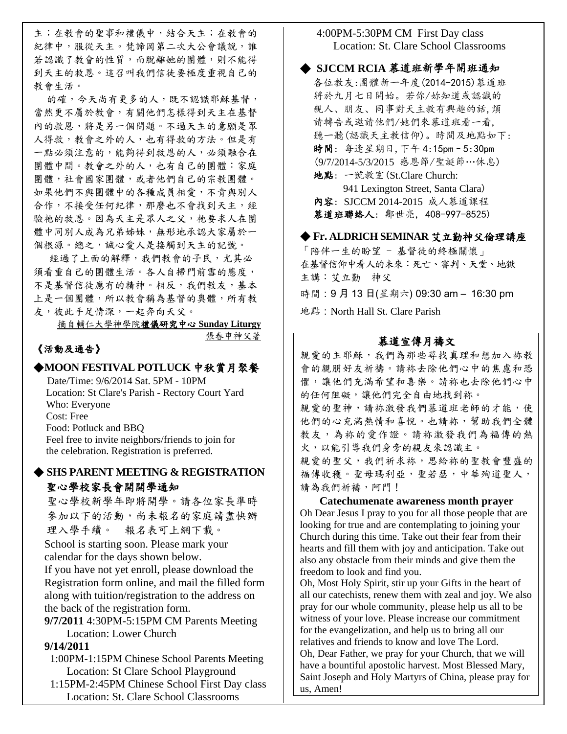主；在教會的聖事和禮儀中，結合天主；在教會的紀律中，服從天主。梵諦岡第二次大公會議說，誰若認識了教會的性質，而脫離她的團體，則不能得到天主的救恩。這召叫我們信徒要極度重視自己的教會生活。

的確，今天尚有更多的人，既不認識耶穌基督，當然更不屬於教會，有關他們怎樣得到天主在基督內的救恩，將是另一個問題。不過天主的意願是眾人得救，教會之外的人，也有得救的方法。但是有一點必須注意的，能夠得到救恩的人，必須融合在團體中間。教會之外的人，也有自己的團體：家庭團體，社會國家團體，或者他們自己的宗教團體。如果他們不與團體中的各種成員相愛，不肯與別人合作，不接受任何紀律，那麼也不會找到天主，經驗祂的救恩。因為天主是眾人之父，祂要求人在團體中同別人成為兄弟姊妹，無形地承認大家屬於一個根源。總之，誠心愛人是接觸到天主的記號。

經過了上面的解釋，我們教會的子民，尤其必須看重自己的團體生活。各人自掃門前雪的態度，不是基督信徒應有的精神。相反，我們教友，基本上是一個團體，所以教會稱為基督的奧體，所有教友，彼此手足情深，一起奔向天父。

摘自輔仁大學神學院**禮儀研究中心 Sunday Liturgy**
張春申神父著

## 《活動及通告》

### ◆MOON FESTIVAL POTLUCK 中秋賞月聚餐

Date/Time: 9/6/2014 Sat. 5PM - 10PM
Location: St Clare's Parish - Rectory Court Yard
Who: Everyone
Cost: Free
Food: Potluck and BBQ
Feel free to invite neighbors/friends to join for the celebration. Registration is preferred.

### ◆ SHS PARENT MEETING & REGISTRATION 聖心學校家長會開開學通知

聖心學校新學年即將開學。請各位家長準時參加以下的活動，尚未報名的家庭請盡快辦理入學手續。 報名表可上網下載。

School is starting soon. Please mark your calendar for the days shown below.
If you have not yet enroll, please download the Registration form online, and mail the filled form along with tuition/registration to the address on the back of the registration form.

**9/7/2011** 4:30PM-5:15PM CM Parents Meeting
Location: Lower Church

**9/14/2011**
1:00PM-1:15PM Chinese School Parents Meeting
Location: St Clare School Playground
1:15PM-2:45PM Chinese School First Day class
Location: St. Clare School Classrooms
4:00PM-5:30PM CM First Day class
Location: St. Clare School Classrooms

### ◆ SJCCM RCIA 慕道班新學年開班通知

各位教友:團體新一年度(2014-2015)慕道班將於九月七日開始。若你/妳知道或認識的親人、朋友、同事對天主教有興趣的話,煩請轉告或邀請他們/她們來慕道班看一看,聽一聽(認識天主教信仰)。時間及地點如下:

**時間**: 每逢星期日,下午 4:15pm – 5:30pm
(9/7/2014-5/3/2015 感恩節/聖誕節…休息)
**地點**: 一號教室(St.Clare Church:
941 Lexington Street, Santa Clara)
**內容**: SJCCM 2014-2015 成人慕道課程
**慕道班聯絡人**: 鄒世亮, 408-997-8525)

### ◆ Fr. ALDRICH SEMINAR 艾立勤神父倫理講座

「陪伴一生的盼望 – 基督徒的終極關懷」
在基督信仰中看人的未來：死亡、審判、天堂、地獄
主講：艾立勤 神父
時間：9 月 13 日(星期六) 09:30 am – 16:30 pm
地點：North Hall St. Clare Parish

### 慕道宣傳月禱文

親愛的主耶穌，我們為那些尋找真理和想加入祢教會的親朋好友祈禱。請祢去除他們心中的焦慮和恐懼，讓他們充滿希望和喜樂。請祢也去除他們心中的任何阻礙，讓他們完全自由地找到祢。

親愛的聖神，請祢激發我們慕道班老師的才能，使他們的心充滿熱情和喜悅。也請祢，幫助我們全體教友，為祢的愛作證。請祢激發我們為福傳的熱火，以能引導我們身旁的親友來認識主。

親愛的聖父，我們祈求祢，恩給祢的聖教會豐盛的福傳收穫。聖母瑪利亞，聖若瑟，中華殉道聖人，請為我們祈禱，阿門！

**Catechumenate awareness month prayer**

Oh Dear Jesus I pray to you for all those people that are looking for true and are contemplating to joining your Church during this time. Take out their fear from their hearts and fill them with joy and anticipation. Take out also any obstacle from their minds and give them the freedom to look and find you.
Oh, Most Holy Spirit, stir up your Gifts in the heart of all our catechists, renew them with zeal and joy. We also pray for our whole community, please help us all to be witness of your love. Please increase our commitment for the evangelization, and help us to bring all our relatives and friends to know and love The Lord.
Oh, Dear Father, we pray for your Church, that we will have a bountiful apostolic harvest. Most Blessed Mary, Saint Joseph and Holy Martyrs of China, please pray for us, Amen!